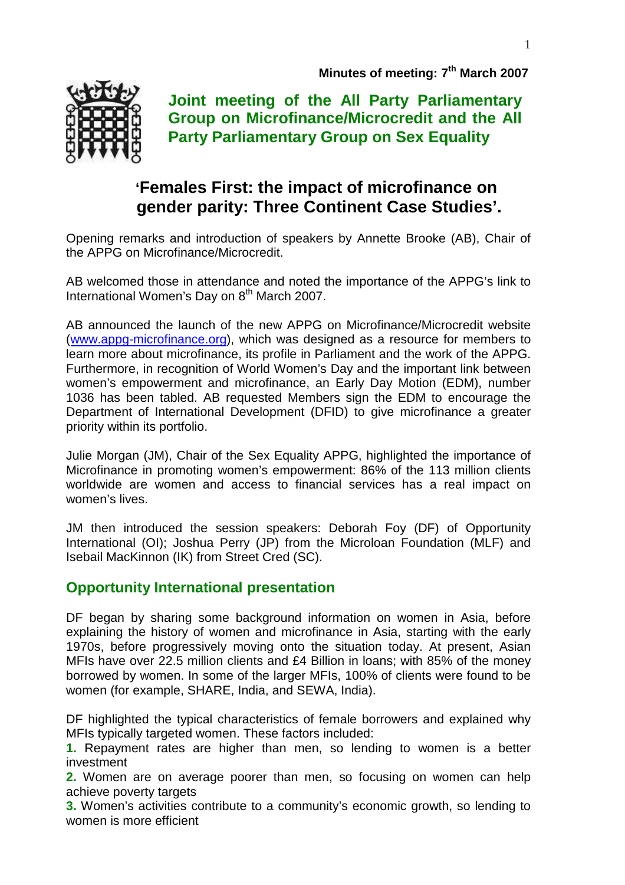**Minutes of meeting: 7th March 2007**

# Joint meeting of the All Party Parliamentary Group on Microfinance/Microcredit and the All Party Parliamentary Group on Sex Equality

## 'Females First: the impact of microfinance on gender parity: Three Continent Case Studies'.

Opening remarks and introduction of speakers by Annette Brooke (AB), Chair of the APPG on Microfinance/Microcredit.

AB welcomed those in attendance and noted the importance of the APPG's link to International Women's Day on 8th March 2007.

AB announced the launch of the new APPG on Microfinance/Microcredit website (www.appg-microfinance.org), which was designed as a resource for members to learn more about microfinance, its profile in Parliament and the work of the APPG. Furthermore, in recognition of World Women's Day and the important link between women's empowerment and microfinance, an Early Day Motion (EDM), number 1036 has been tabled. AB requested Members sign the EDM to encourage the Department of International Development (DFID) to give microfinance a greater priority within its portfolio.

Julie Morgan (JM), Chair of the Sex Equality APPG, highlighted the importance of Microfinance in promoting women's empowerment: 86% of the 113 million clients worldwide are women and access to financial services has a real impact on women's lives.

JM then introduced the session speakers: Deborah Foy (DF) of Opportunity International (OI); Joshua Perry (JP) from the Microloan Foundation (MLF) and Isebail MacKinnon (IK) from Street Cred (SC).

## Opportunity International presentation

DF began by sharing some background information on women in Asia, before explaining the history of women and microfinance in Asia, starting with the early 1970s, before progressively moving onto the situation today. At present, Asian MFIs have over 22.5 million clients and £4 Billion in loans; with 85% of the money borrowed by women. In some of the larger MFIs, 100% of clients were found to be women (for example, SHARE, India, and SEWA, India).

DF highlighted the typical characteristics of female borrowers and explained why MFIs typically targeted women. These factors included:

**1.** Repayment rates are higher than men, so lending to women is a better investment
**2.** Women are on average poorer than men, so focusing on women can help achieve poverty targets
**3.** Women's activities contribute to a community's economic growth, so lending to women is more efficient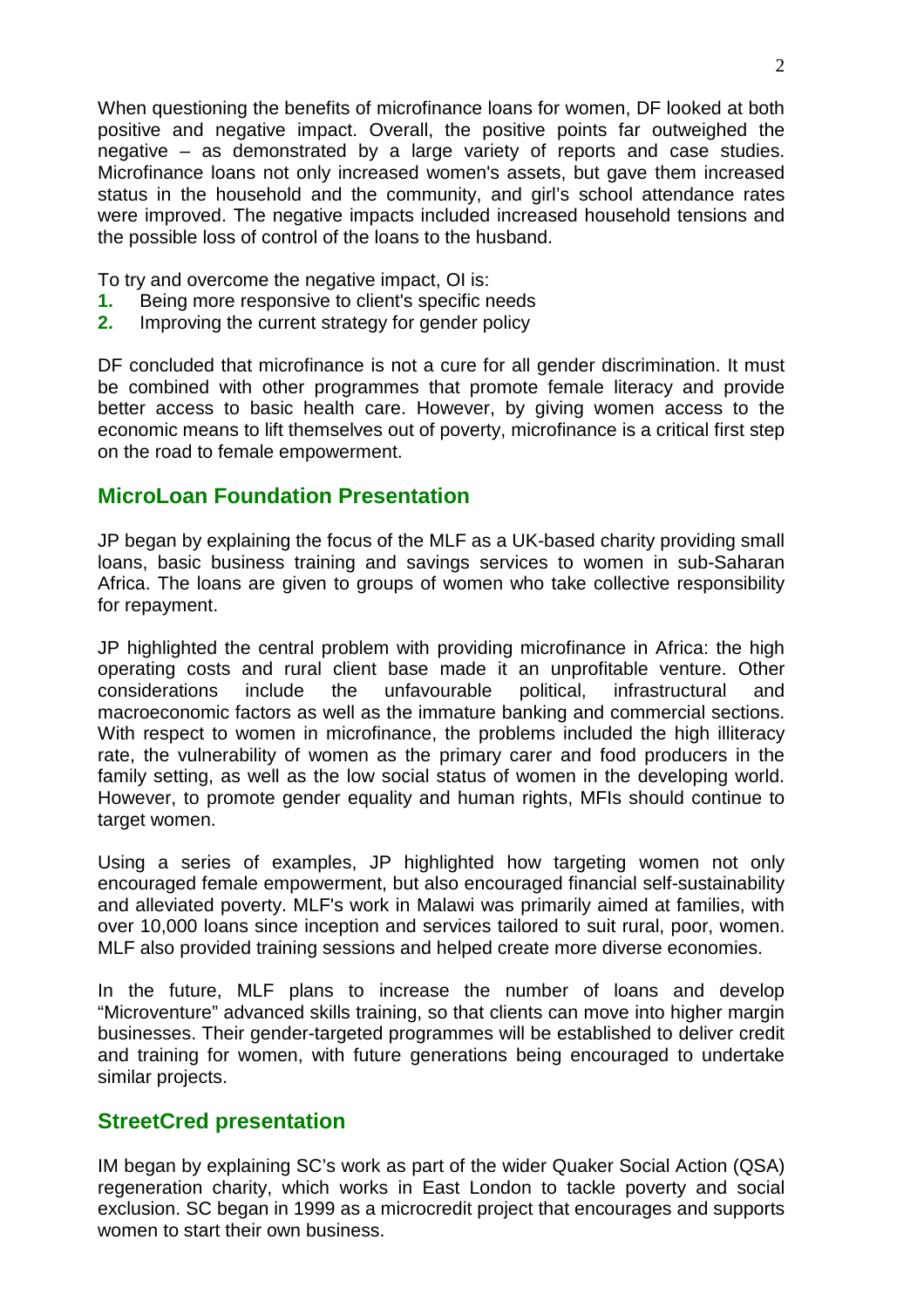When questioning the benefits of microfinance loans for women, DF looked at both positive and negative impact. Overall, the positive points far outweighed the negative – as demonstrated by a large variety of reports and case studies. Microfinance loans not only increased women's assets, but gave them increased status in the household and the community, and girl's school attendance rates were improved. The negative impacts included increased household tensions and the possible loss of control of the loans to the husband.

To try and overcome the negative impact, OI is:

1. Being more responsive to client's specific needs
2. Improving the current strategy for gender policy

DF concluded that microfinance is not a cure for all gender discrimination. It must be combined with other programmes that promote female literacy and provide better access to basic health care. However, by giving women access to the economic means to lift themselves out of poverty, microfinance is a critical first step on the road to female empowerment.

## MicroLoan Foundation Presentation

JP began by explaining the focus of the MLF as a UK-based charity providing small loans, basic business training and savings services to women in sub-Saharan Africa. The loans are given to groups of women who take collective responsibility for repayment.

JP highlighted the central problem with providing microfinance in Africa: the high operating costs and rural client base made it an unprofitable venture. Other considerations include the unfavourable political, infrastructural and macroeconomic factors as well as the immature banking and commercial sections. With respect to women in microfinance, the problems included the high illiteracy rate, the vulnerability of women as the primary carer and food producers in the family setting, as well as the low social status of women in the developing world. However, to promote gender equality and human rights, MFIs should continue to target women.

Using a series of examples, JP highlighted how targeting women not only encouraged female empowerment, but also encouraged financial self-sustainability and alleviated poverty. MLF's work in Malawi was primarily aimed at families, with over 10,000 loans since inception and services tailored to suit rural, poor, women. MLF also provided training sessions and helped create more diverse economies.

In the future, MLF plans to increase the number of loans and develop "Microventure" advanced skills training, so that clients can move into higher margin businesses. Their gender-targeted programmes will be established to deliver credit and training for women, with future generations being encouraged to undertake similar projects.

## StreetCred presentation

IM began by explaining SC's work as part of the wider Quaker Social Action (QSA) regeneration charity, which works in East London to tackle poverty and social exclusion. SC began in 1999 as a microcredit project that encourages and supports women to start their own business.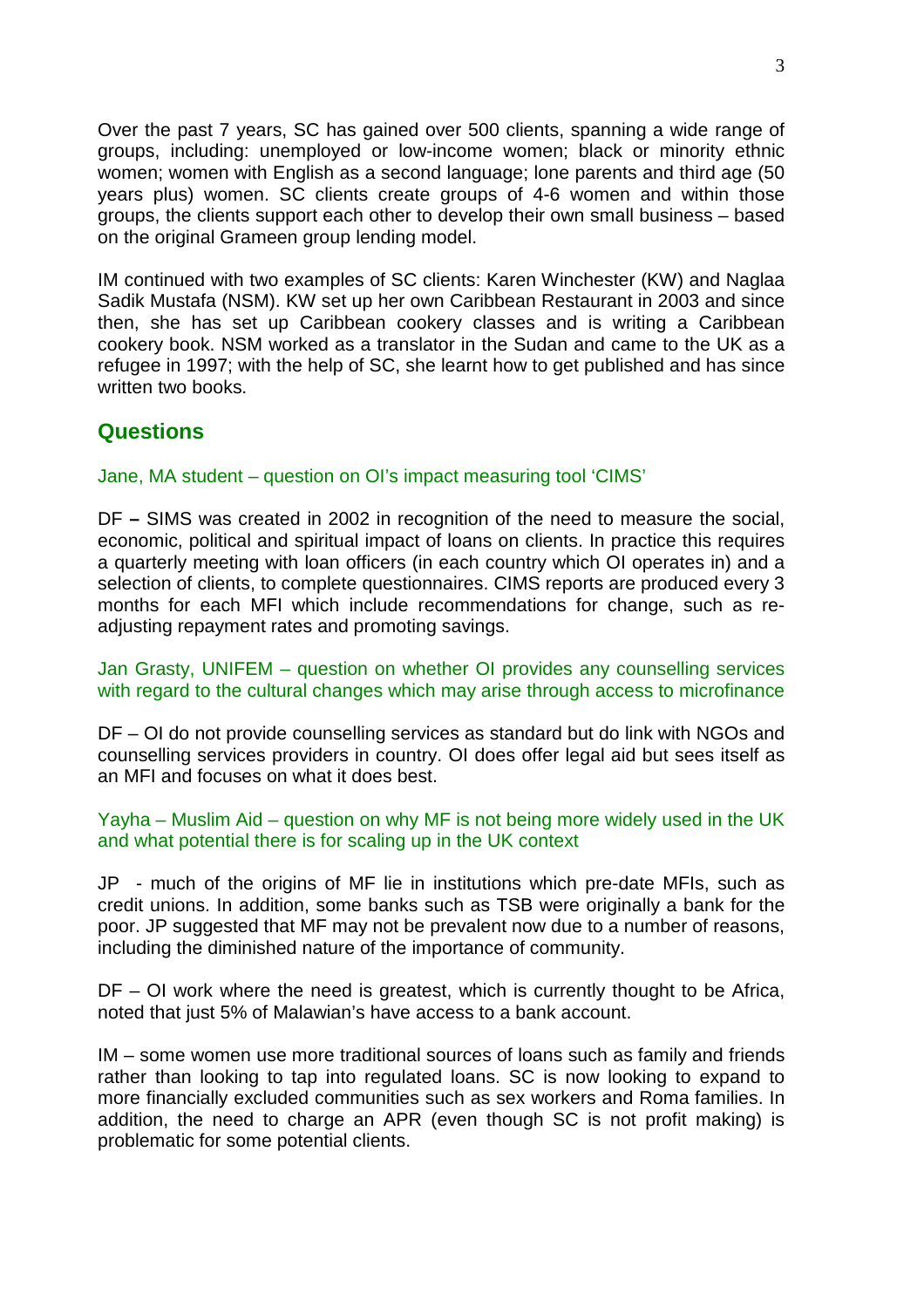Over the past 7 years, SC has gained over 500 clients, spanning a wide range of groups, including: unemployed or low-income women; black or minority ethnic women; women with English as a second language; lone parents and third age (50 years plus) women. SC clients create groups of 4-6 women and within those groups, the clients support each other to develop their own small business – based on the original Grameen group lending model.

IM continued with two examples of SC clients: Karen Winchester (KW) and Naglaa Sadik Mustafa (NSM). KW set up her own Caribbean Restaurant in 2003 and since then, she has set up Caribbean cookery classes and is writing a Caribbean cookery book. NSM worked as a translator in the Sudan and came to the UK as a refugee in 1997; with the help of SC, she learnt how to get published and has since written two books.

## Questions

Jane, MA student – question on OI's impact measuring tool 'CIMS'

DF – SIMS was created in 2002 in recognition of the need to measure the social, economic, political and spiritual impact of loans on clients. In practice this requires a quarterly meeting with loan officers (in each country which OI operates in) and a selection of clients, to complete questionnaires. CIMS reports are produced every 3 months for each MFI which include recommendations for change, such as re-adjusting repayment rates and promoting savings.

Jan Grasty, UNIFEM – question on whether OI provides any counselling services with regard to the cultural changes which may arise through access to microfinance

DF – OI do not provide counselling services as standard but do link with NGOs and counselling services providers in country. OI does offer legal aid but sees itself as an MFI and focuses on what it does best.

Yayha – Muslim Aid – question on why MF is not being more widely used in the UK and what potential there is for scaling up in the UK context

JP - much of the origins of MF lie in institutions which pre-date MFIs, such as credit unions. In addition, some banks such as TSB were originally a bank for the poor. JP suggested that MF may not be prevalent now due to a number of reasons, including the diminished nature of the importance of community.

DF – OI work where the need is greatest, which is currently thought to be Africa, noted that just 5% of Malawian's have access to a bank account.

IM – some women use more traditional sources of loans such as family and friends rather than looking to tap into regulated loans. SC is now looking to expand to more financially excluded communities such as sex workers and Roma families. In addition, the need to charge an APR (even though SC is not profit making) is problematic for some potential clients.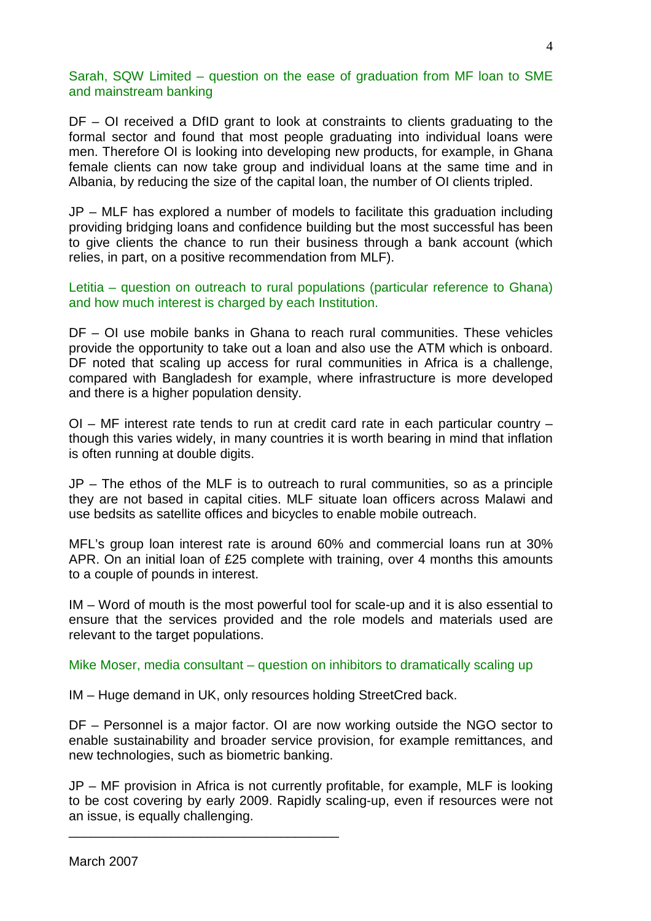Sarah, SQW Limited – question on the ease of graduation from MF loan to SME and mainstream banking

DF – OI received a DfID grant to look at constraints to clients graduating to the formal sector and found that most people graduating into individual loans were men. Therefore OI is looking into developing new products, for example, in Ghana female clients can now take group and individual loans at the same time and in Albania, by reducing the size of the capital loan, the number of OI clients tripled.

JP – MLF has explored a number of models to facilitate this graduation including providing bridging loans and confidence building but the most successful has been to give clients the chance to run their business through a bank account (which relies, in part, on a positive recommendation from MLF).

Letitia – question on outreach to rural populations (particular reference to Ghana) and how much interest is charged by each Institution.

DF – OI use mobile banks in Ghana to reach rural communities. These vehicles provide the opportunity to take out a loan and also use the ATM which is onboard. DF noted that scaling up access for rural communities in Africa is a challenge, compared with Bangladesh for example, where infrastructure is more developed and there is a higher population density.

OI – MF interest rate tends to run at credit card rate in each particular country – though this varies widely, in many countries it is worth bearing in mind that inflation is often running at double digits.

JP – The ethos of the MLF is to outreach to rural communities, so as a principle they are not based in capital cities. MLF situate loan officers across Malawi and use bedsits as satellite offices and bicycles to enable mobile outreach.

MFL's group loan interest rate is around 60% and commercial loans run at 30% APR. On an initial loan of £25 complete with training, over 4 months this amounts to a couple of pounds in interest.

IM – Word of mouth is the most powerful tool for scale-up and it is also essential to ensure that the services provided and the role models and materials used are relevant to the target populations.

Mike Moser, media consultant – question on inhibitors to dramatically scaling up

IM – Huge demand in UK, only resources holding StreetCred back.

DF – Personnel is a major factor. OI are now working outside the NGO sector to enable sustainability and broader service provision, for example remittances, and new technologies, such as biometric banking.

JP – MF provision in Africa is not currently profitable, for example, MLF is looking to be cost covering by early 2009. Rapidly scaling-up, even if resources were not an issue, is equally challenging.

March 2007